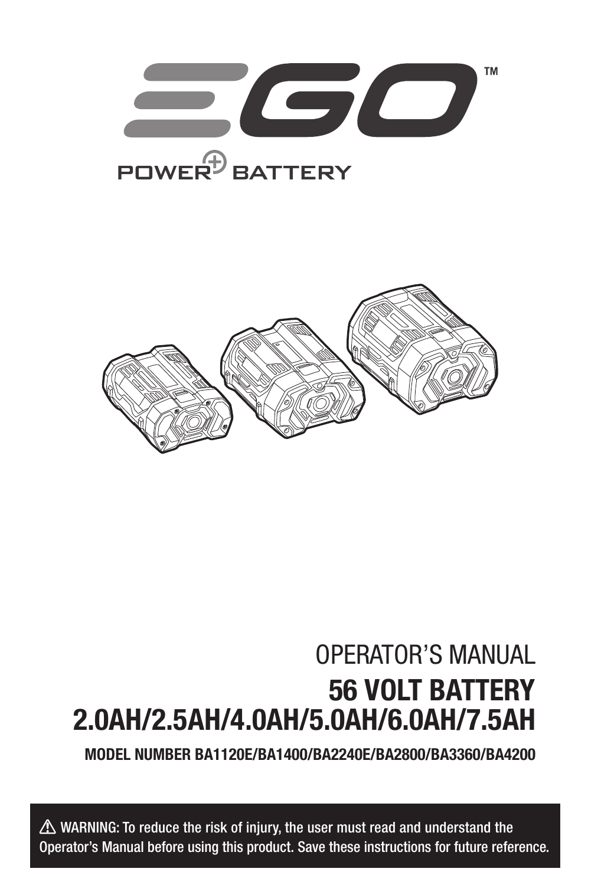EGO™

POWER+ BATTERY

OPERATOR'S MANUAL

# 56 VOLT BATTERY 2.0AH/2.5AH/4.0AH/5.0AH/6.0AH/7.5AH

**MODEL NUMBER BA1120E/BA1400/BA2240E/BA2800/BA3360/BA4200**

⚠ WARNING: To reduce the risk of injury, the user must read and understand the Operator's Manual before using this product. Save these instructions for future reference.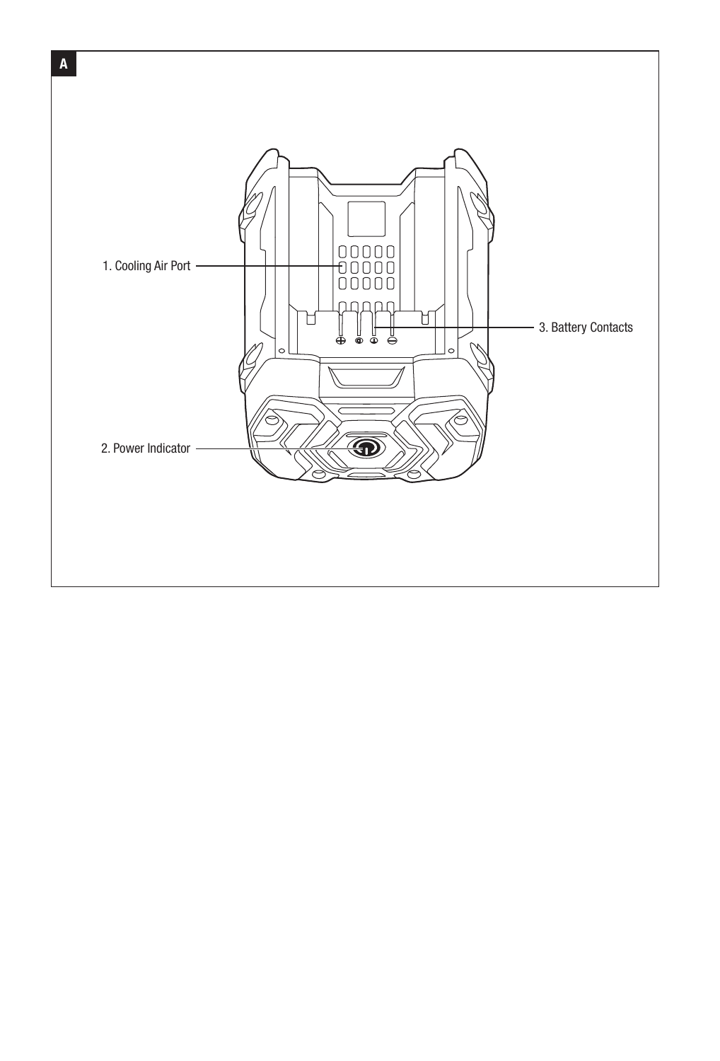A

1. Cooling Air Port

3. Battery Contacts

2. Power Indicator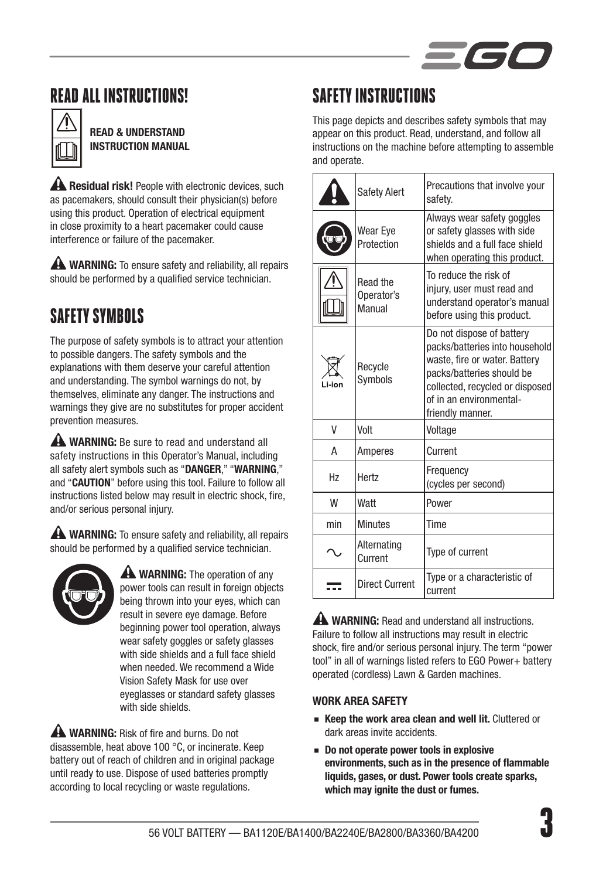## READ ALL INSTRUCTIONS!

**READ & UNDERSTAND INSTRUCTION MANUAL**

**Residual risk!** People with electronic devices, such as pacemakers, should consult their physician(s) before using this product. Operation of electrical equipment in close proximity to a heart pacemaker could cause interference or failure of the pacemaker.

**WARNING:** To ensure safety and reliability, all repairs should be performed by a qualified service technician.

## SAFETY SYMBOLS

The purpose of safety symbols is to attract your attention to possible dangers. The safety symbols and the explanations with them deserve your careful attention and understanding. The symbol warnings do not, by themselves, eliminate any danger. The instructions and warnings they give are no substitutes for proper accident prevention measures.

**WARNING:** Be sure to read and understand all safety instructions in this Operator's Manual, including all safety alert symbols such as "**DANGER**," "**WARNING**," and "**CAUTION**" before using this tool. Failure to follow all instructions listed below may result in electric shock, fire, and/or serious personal injury.

**WARNING:** To ensure safety and reliability, all repairs should be performed by a qualified service technician.

**WARNING:** The operation of any power tools can result in foreign objects being thrown into your eyes, which can result in severe eye damage. Before beginning power tool operation, always wear safety goggles or safety glasses with side shields and a full face shield when needed. We recommend a Wide Vision Safety Mask for use over eyeglasses or standard safety glasses with side shields.

**WARNING:** Risk of fire and burns. Do not disassemble, heat above 100 °C, or incinerate. Keep battery out of reach of children and in original package until ready to use. Dispose of used batteries promptly according to local recycling or waste regulations.

## SAFETY INSTRUCTIONS

This page depicts and describes safety symbols that may appear on this product. Read, understand, and follow all instructions on the machine before attempting to assemble and operate.

| Symbol | Name | Description |
|---|---|---|
| | Safety Alert | Precautions that involve your safety. |
| | Wear Eye Protection | Always wear safety goggles or safety glasses with side shields and a full face shield when operating this product. |
| | Read the Operator's Manual | To reduce the risk of injury, user must read and understand operator's manual before using this product. |
| Li-ion | Recycle Symbols | Do not dispose of battery packs/batteries into household waste, fire or water. Battery packs/batteries should be collected, recycled or disposed of in an environmental-friendly manner. |
| V | Volt | Voltage |
| A | Amperes | Current |
| Hz | Hertz | Frequency (cycles per second) |
| W | Watt | Power |
| min | Minutes | Time |
| ∿ | Alternating Current | Type of current |
| ⎓ | Direct Current | Type or a characteristic of current |

**WARNING:** Read and understand all instructions. Failure to follow all instructions may result in electric shock, fire and/or serious personal injury. The term "power tool" in all of warnings listed refers to EGO Power+ battery operated (cordless) Lawn & Garden machines.

### WORK AREA SAFETY

- **Keep the work area clean and well lit.** Cluttered or dark areas invite accidents.
- **Do not operate power tools in explosive environments, such as in the presence of flammable liquids, gases, or dust. Power tools create sparks, which may ignite the dust or fumes.**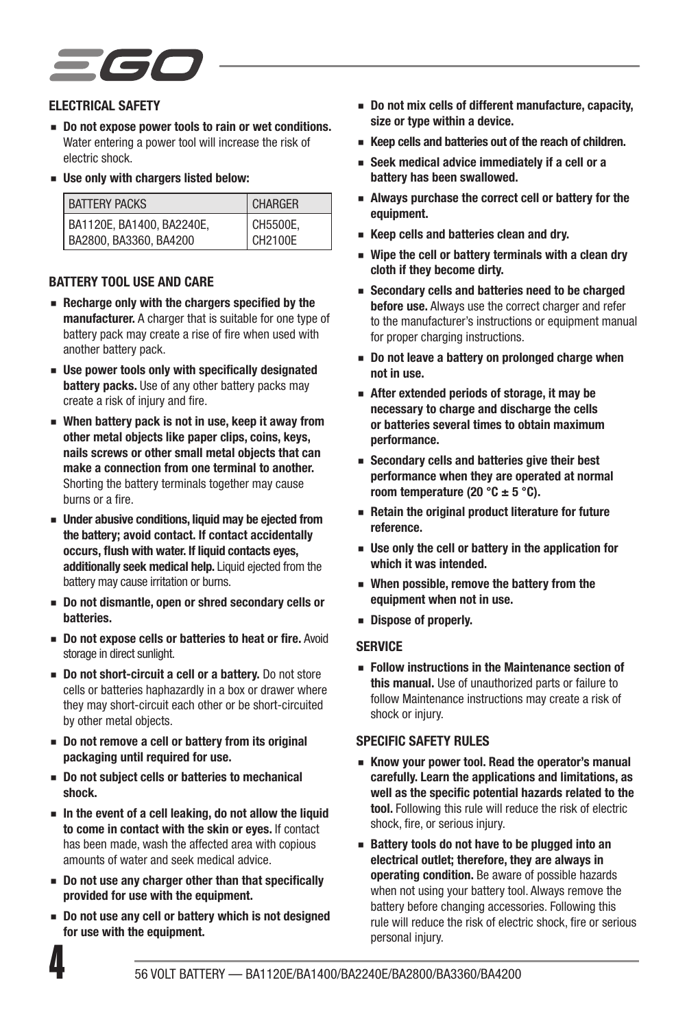## ELECTRICAL SAFETY

- **Do not expose power tools to rain or wet conditions.** Water entering a power tool will increase the risk of electric shock.
- **Use only with chargers listed below:**

| BATTERY PACKS | CHARGER |
|---|---|
| BA1120E, BA1400, BA2240E, BA2800, BA3360, BA4200 | CH5500E, CH2100E |

## BATTERY TOOL USE AND CARE

- **Recharge only with the chargers specified by the manufacturer.** A charger that is suitable for one type of battery pack may create a rise of fire when used with another battery pack.
- **Use power tools only with specifically designated battery packs.** Use of any other battery packs may create a risk of injury and fire.
- **When battery pack is not in use, keep it away from other metal objects like paper clips, coins, keys, nails screws or other small metal objects that can make a connection from one terminal to another.** Shorting the battery terminals together may cause burns or a fire.
- **Under abusive conditions, liquid may be ejected from the battery; avoid contact. If contact accidentally occurs, flush with water. If liquid contacts eyes, additionally seek medical help.** Liquid ejected from the battery may cause irritation or burns.
- **Do not dismantle, open or shred secondary cells or batteries.**
- **Do not expose cells or batteries to heat or fire.** Avoid storage in direct sunlight.
- **Do not short-circuit a cell or a battery.** Do not store cells or batteries haphazardly in a box or drawer where they may short-circuit each other or be short-circuited by other metal objects.
- **Do not remove a cell or battery from its original packaging until required for use.**
- **Do not subject cells or batteries to mechanical shock.**
- **In the event of a cell leaking, do not allow the liquid to come in contact with the skin or eyes.** If contact has been made, wash the affected area with copious amounts of water and seek medical advice.
- **Do not use any charger other than that specifically provided for use with the equipment.**
- **Do not use any cell or battery which is not designed for use with the equipment.**
- **Do not mix cells of different manufacture, capacity, size or type within a device.**
- **Keep cells and batteries out of the reach of children.**
- **Seek medical advice immediately if a cell or a battery has been swallowed.**
- **Always purchase the correct cell or battery for the equipment.**
- **Keep cells and batteries clean and dry.**
- **Wipe the cell or battery terminals with a clean dry cloth if they become dirty.**
- **Secondary cells and batteries need to be charged before use.** Always use the correct charger and refer to the manufacturer's instructions or equipment manual for proper charging instructions.
- **Do not leave a battery on prolonged charge when not in use.**
- **After extended periods of storage, it may be necessary to charge and discharge the cells or batteries several times to obtain maximum performance.**
- **Secondary cells and batteries give their best performance when they are operated at normal room temperature (20 °C ± 5 °C).**
- **Retain the original product literature for future reference.**
- **Use only the cell or battery in the application for which it was intended.**
- **When possible, remove the battery from the equipment when not in use.**
- **Dispose of properly.**

## SERVICE

- **Follow instructions in the Maintenance section of this manual.** Use of unauthorized parts or failure to follow Maintenance instructions may create a risk of shock or injury.

## SPECIFIC SAFETY RULES

- **Know your power tool. Read the operator's manual carefully. Learn the applications and limitations, as well as the specific potential hazards related to the tool.** Following this rule will reduce the risk of electric shock, fire, or serious injury.
- **Battery tools do not have to be plugged into an electrical outlet; therefore, they are always in operating condition.** Be aware of possible hazards when not using your battery tool. Always remove the battery before changing accessories. Following this rule will reduce the risk of electric shock, fire or serious personal injury.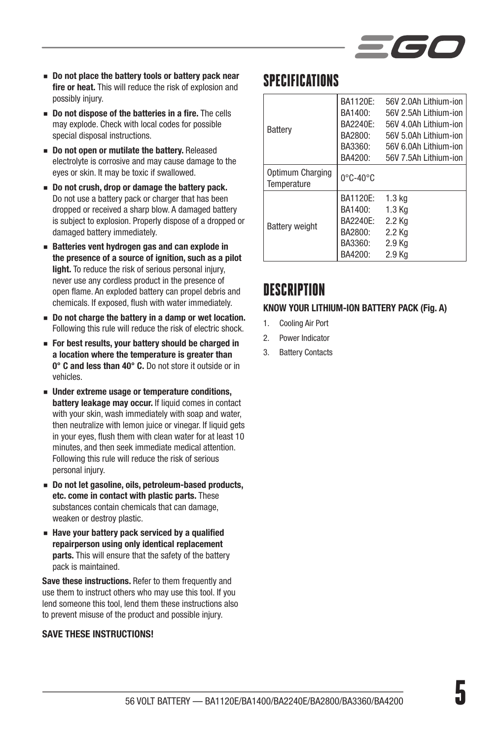- **Do not place the battery tools or battery pack near fire or heat.** This will reduce the risk of explosion and possibly injury.
- **Do not dispose of the batteries in a fire.** The cells may explode. Check with local codes for possible special disposal instructions.
- **Do not open or mutilate the battery.** Released electrolyte is corrosive and may cause damage to the eyes or skin. It may be toxic if swallowed.
- **Do not crush, drop or damage the battery pack.** Do not use a battery pack or charger that has been dropped or received a sharp blow. A damaged battery is subject to explosion. Properly dispose of a dropped or damaged battery immediately.
- **Batteries vent hydrogen gas and can explode in the presence of a source of ignition, such as a pilot light.** To reduce the risk of serious personal injury, never use any cordless product in the presence of open flame. An exploded battery can propel debris and chemicals. If exposed, flush with water immediately.
- **Do not charge the battery in a damp or wet location.** Following this rule will reduce the risk of electric shock.
- **For best results, your battery should be charged in a location where the temperature is greater than 0° C and less than 40° C.** Do not store it outside or in vehicles.
- **Under extreme usage or temperature conditions, battery leakage may occur.** If liquid comes in contact with your skin, wash immediately with soap and water, then neutralize with lemon juice or vinegar. If liquid gets in your eyes, flush them with clean water for at least 10 minutes, and then seek immediate medical attention. Following this rule will reduce the risk of serious personal injury.
- **Do not let gasoline, oils, petroleum-based products, etc. come in contact with plastic parts.** These substances contain chemicals that can damage, weaken or destroy plastic.
- **Have your battery pack serviced by a qualified repairperson using only identical replacement parts.** This will ensure that the safety of the battery pack is maintained.

**Save these instructions.** Refer to them frequently and use them to instruct others who may use this tool. If you lend someone this tool, lend them these instructions also to prevent misuse of the product and possible injury.

**SAVE THESE INSTRUCTIONS!**

# SPECIFICATIONS

| | | |
|---|---|---|
| Battery | BA1120E:<br>BA1400:<br>BA2240E:<br>BA2800:<br>BA3360:<br>BA4200: | 56V 2.0Ah Lithium-ion<br>56V 2.5Ah Lithium-ion<br>56V 4.0Ah Lithium-ion<br>56V 5.0Ah Lithium-ion<br>56V 6.0Ah Lithium-ion<br>56V 7.5Ah Lithium-ion |
| Optimum Charging Temperature | 0°C-40°C | |
| Battery weight | BA1120E:<br>BA1400:<br>BA2240E:<br>BA2800:<br>BA3360:<br>BA4200: | 1.3 kg<br>1.3 Kg<br>2.2 Kg<br>2.2 Kg<br>2.9 Kg<br>2.9 Kg |

# DESCRIPTION

**KNOW YOUR LITHIUM-ION BATTERY PACK (Fig. A)**

1. Cooling Air Port
2. Power Indicator
3. Battery Contacts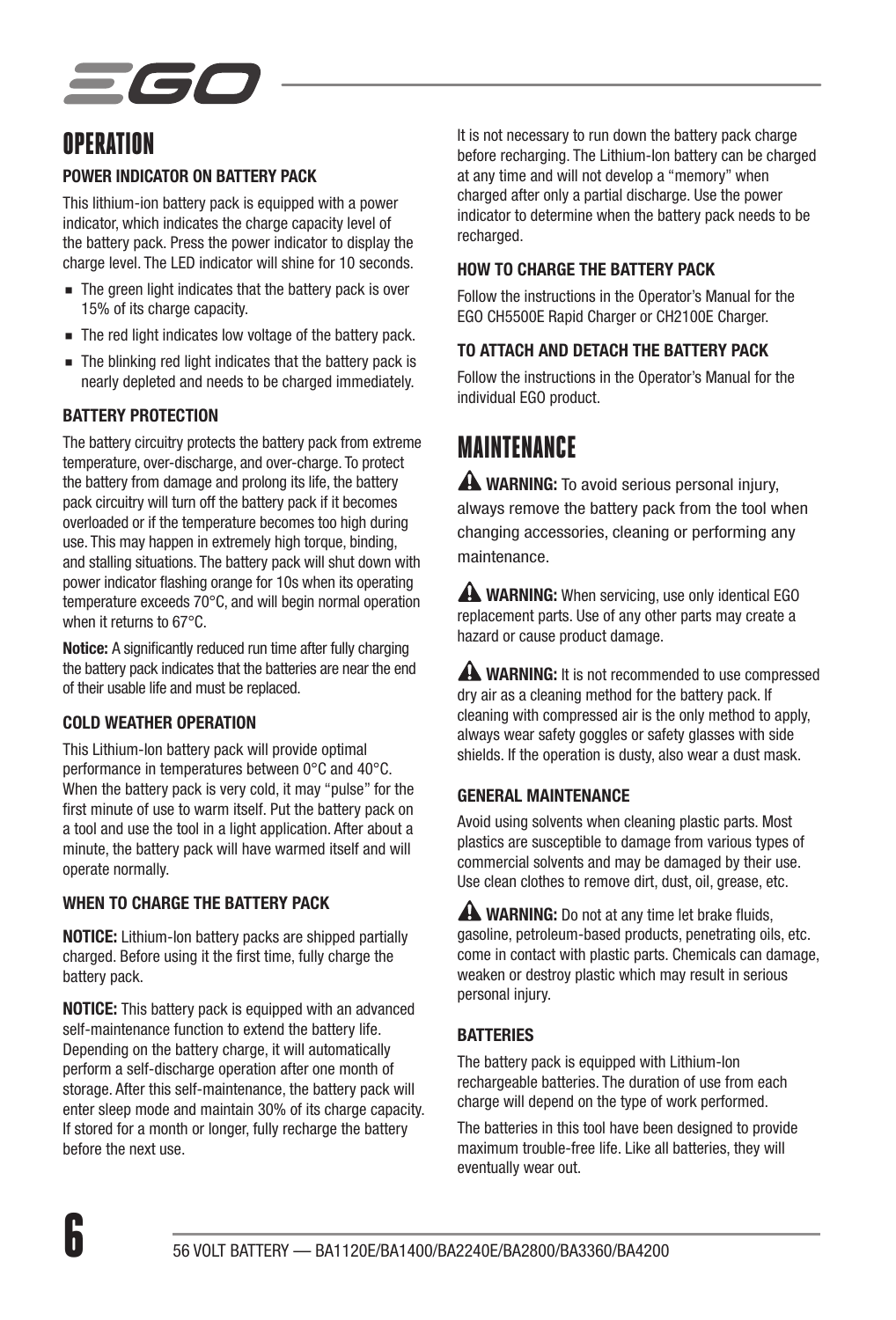# OPERATION

### POWER INDICATOR ON BATTERY PACK

This lithium-ion battery pack is equipped with a power indicator, which indicates the charge capacity level of the battery pack. Press the power indicator to display the charge level. The LED indicator will shine for 10 seconds.

- The green light indicates that the battery pack is over 15% of its charge capacity.
- The red light indicates low voltage of the battery pack.
- The blinking red light indicates that the battery pack is nearly depleted and needs to be charged immediately.

### BATTERY PROTECTION

The battery circuitry protects the battery pack from extreme temperature, over-discharge, and over-charge. To protect the battery from damage and prolong its life, the battery pack circuitry will turn off the battery pack if it becomes overloaded or if the temperature becomes too high during use. This may happen in extremely high torque, binding, and stalling situations. The battery pack will shut down with power indicator flashing orange for 10s when its operating temperature exceeds 70°C, and will begin normal operation when it returns to 67°C.

**Notice:** A significantly reduced run time after fully charging the battery pack indicates that the batteries are near the end of their usable life and must be replaced.

### COLD WEATHER OPERATION

This Lithium-Ion battery pack will provide optimal performance in temperatures between 0°C and 40°C. When the battery pack is very cold, it may "pulse" for the first minute of use to warm itself. Put the battery pack on a tool and use the tool in a light application. After about a minute, the battery pack will have warmed itself and will operate normally.

### WHEN TO CHARGE THE BATTERY PACK

**NOTICE:** Lithium-Ion battery packs are shipped partially charged. Before using it the first time, fully charge the battery pack.

**NOTICE:** This battery pack is equipped with an advanced self-maintenance function to extend the battery life. Depending on the battery charge, it will automatically perform a self-discharge operation after one month of storage. After this self-maintenance, the battery pack will enter sleep mode and maintain 30% of its charge capacity. If stored for a month or longer, fully recharge the battery before the next use.

It is not necessary to run down the battery pack charge before recharging. The Lithium-Ion battery can be charged at any time and will not develop a "memory" when charged after only a partial discharge. Use the power indicator to determine when the battery pack needs to be recharged.

### HOW TO CHARGE THE BATTERY PACK

Follow the instructions in the Operator's Manual for the EGO CH5500E Rapid Charger or CH2100E Charger.

### TO ATTACH AND DETACH THE BATTERY PACK

Follow the instructions in the Operator's Manual for the individual EGO product.

# MAINTENANCE

⚠ **WARNING:** To avoid serious personal injury, always remove the battery pack from the tool when changing accessories, cleaning or performing any maintenance.

⚠ **WARNING:** When servicing, use only identical EGO replacement parts. Use of any other parts may create a hazard or cause product damage.

⚠ **WARNING:** It is not recommended to use compressed dry air as a cleaning method for the battery pack. If cleaning with compressed air is the only method to apply, always wear safety goggles or safety glasses with side shields. If the operation is dusty, also wear a dust mask.

### GENERAL MAINTENANCE

Avoid using solvents when cleaning plastic parts. Most plastics are susceptible to damage from various types of commercial solvents and may be damaged by their use. Use clean clothes to remove dirt, dust, oil, grease, etc.

⚠ **WARNING:** Do not at any time let brake fluids, gasoline, petroleum-based products, penetrating oils, etc. come in contact with plastic parts. Chemicals can damage, weaken or destroy plastic which may result in serious personal injury.

### BATTERIES

The battery pack is equipped with Lithium-Ion rechargeable batteries. The duration of use from each charge will depend on the type of work performed.

The batteries in this tool have been designed to provide maximum trouble-free life. Like all batteries, they will eventually wear out.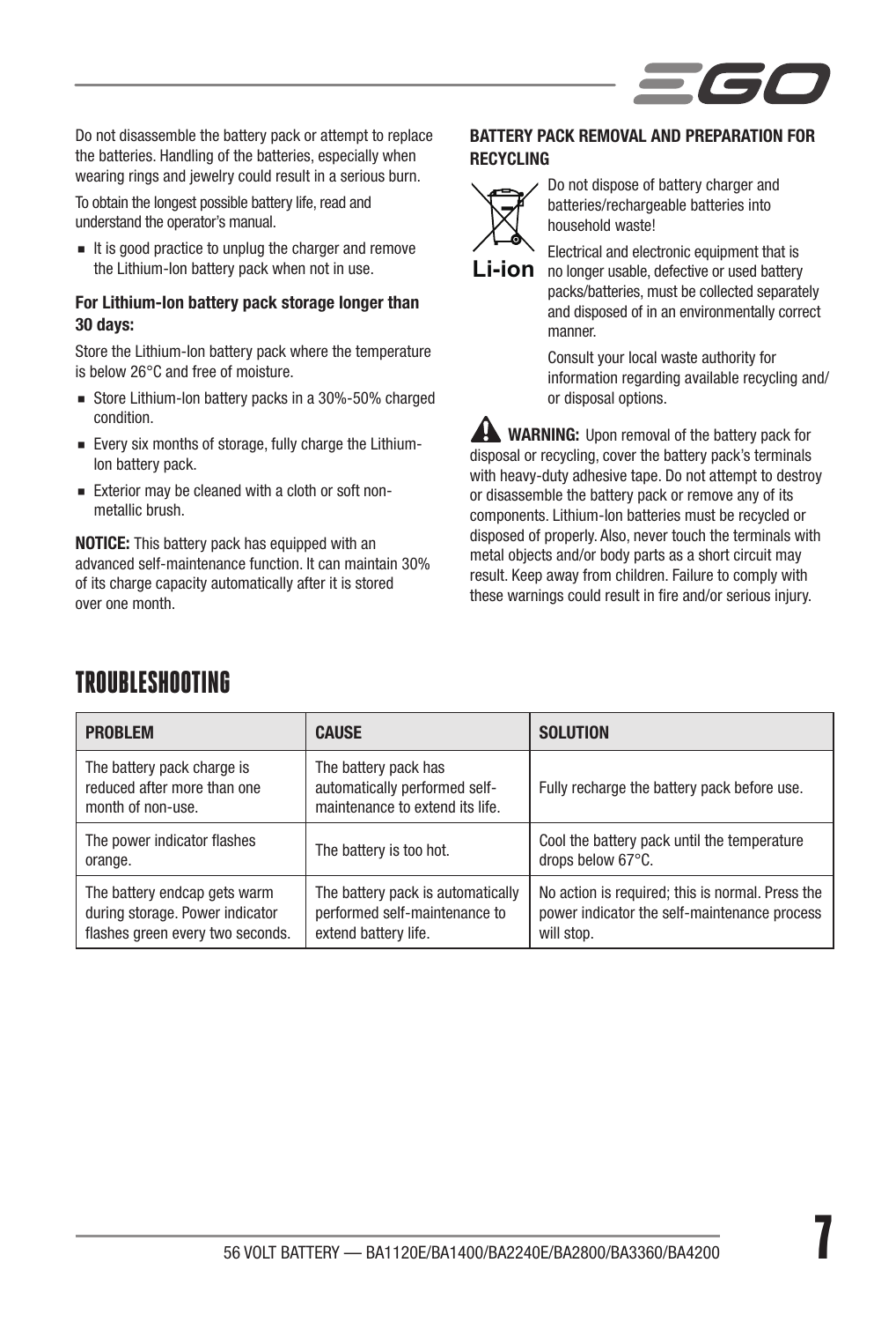Do not disassemble the battery pack or attempt to replace the batteries. Handling of the batteries, especially when wearing rings and jewelry could result in a serious burn.

To obtain the longest possible battery life, read and understand the operator's manual.

- It is good practice to unplug the charger and remove the Lithium-Ion battery pack when not in use.

### For Lithium-Ion battery pack storage longer than 30 days:

Store the Lithium-Ion battery pack where the temperature is below 26°C and free of moisture.

- Store Lithium-Ion battery packs in a 30%-50% charged condition.
- Every six months of storage, fully charge the Lithium-Ion battery pack.
- Exterior may be cleaned with a cloth or soft non-metallic brush.

**NOTICE:** This battery pack has equipped with an advanced self-maintenance function. It can maintain 30% of its charge capacity automatically after it is stored over one month.

### BATTERY PACK REMOVAL AND PREPARATION FOR RECYCLING

Li-ion

Do not dispose of battery charger and batteries/rechargeable batteries into household waste!

Electrical and electronic equipment that is no longer usable, defective or used battery packs/batteries, must be collected separately and disposed of in an environmentally correct manner.

Consult your local waste authority for information regarding available recycling and/or disposal options.

**WARNING:** Upon removal of the battery pack for disposal or recycling, cover the battery pack's terminals with heavy-duty adhesive tape. Do not attempt to destroy or disassemble the battery pack or remove any of its components. Lithium-Ion batteries must be recycled or disposed of properly. Also, never touch the terminals with metal objects and/or body parts as a short circuit may result. Keep away from children. Failure to comply with these warnings could result in fire and/or serious injury.

## TROUBLESHOOTING

| PROBLEM | CAUSE | SOLUTION |
|---|---|---|
| The battery pack charge is reduced after more than one month of non-use. | The battery pack has automatically performed self-maintenance to extend its life. | Fully recharge the battery pack before use. |
| The power indicator flashes orange. | The battery is too hot. | Cool the battery pack until the temperature drops below 67°C. |
| The battery endcap gets warm during storage. Power indicator flashes green every two seconds. | The battery pack is automatically performed self-maintenance to extend battery life. | No action is required; this is normal. Press the power indicator the self-maintenance process will stop. |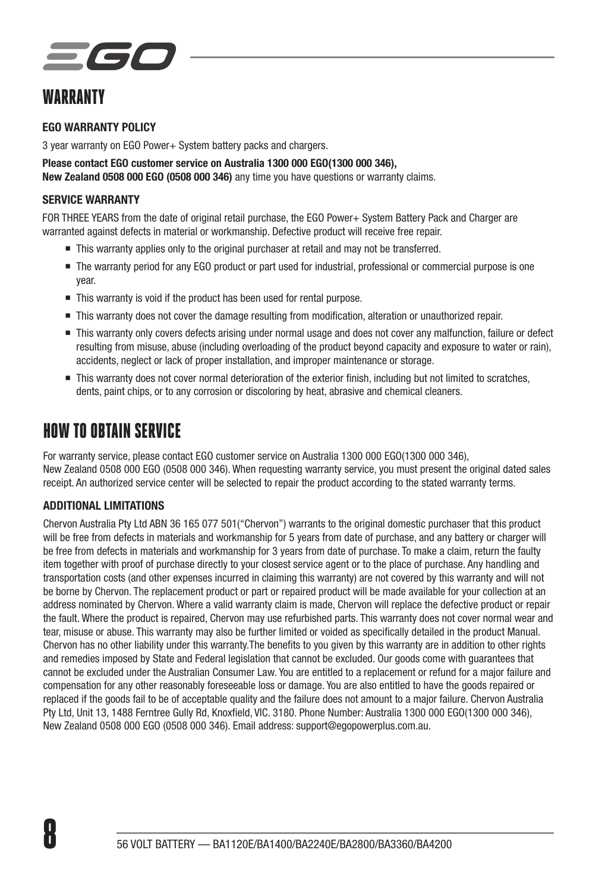# WARRANTY

### EGO WARRANTY POLICY

3 year warranty on EGO Power+ System battery packs and chargers.

**Please contact EGO customer service on Australia 1300 000 EGO(1300 000 346), New Zealand 0508 000 EGO (0508 000 346)** any time you have questions or warranty claims.

### SERVICE WARRANTY

FOR THREE YEARS from the date of original retail purchase, the EGO Power+ System Battery Pack and Charger are warranted against defects in material or workmanship. Defective product will receive free repair.

- This warranty applies only to the original purchaser at retail and may not be transferred.
- The warranty period for any EGO product or part used for industrial, professional or commercial purpose is one year.
- This warranty is void if the product has been used for rental purpose.
- This warranty does not cover the damage resulting from modification, alteration or unauthorized repair.
- This warranty only covers defects arising under normal usage and does not cover any malfunction, failure or defect resulting from misuse, abuse (including overloading of the product beyond capacity and exposure to water or rain), accidents, neglect or lack of proper installation, and improper maintenance or storage.
- This warranty does not cover normal deterioration of the exterior finish, including but not limited to scratches, dents, paint chips, or to any corrosion or discoloring by heat, abrasive and chemical cleaners.

# HOW TO OBTAIN SERVICE

For warranty service, please contact EGO customer service on Australia 1300 000 EGO(1300 000 346), New Zealand 0508 000 EGO (0508 000 346). When requesting warranty service, you must present the original dated sales receipt. An authorized service center will be selected to repair the product according to the stated warranty terms.

### ADDITIONAL LIMITATIONS

Chervon Australia Pty Ltd ABN 36 165 077 501("Chervon") warrants to the original domestic purchaser that this product will be free from defects in materials and workmanship for 5 years from date of purchase, and any battery or charger will be free from defects in materials and workmanship for 3 years from date of purchase. To make a claim, return the faulty item together with proof of purchase directly to your closest service agent or to the place of purchase. Any handling and transportation costs (and other expenses incurred in claiming this warranty) are not covered by this warranty and will not be borne by Chervon. The replacement product or part or repaired product will be made available for your collection at an address nominated by Chervon. Where a valid warranty claim is made, Chervon will replace the defective product or repair the fault. Where the product is repaired, Chervon may use refurbished parts. This warranty does not cover normal wear and tear, misuse or abuse. This warranty may also be further limited or voided as specifically detailed in the product Manual. Chervon has no other liability under this warranty.The benefits to you given by this warranty are in addition to other rights and remedies imposed by State and Federal legislation that cannot be excluded. Our goods come with guarantees that cannot be excluded under the Australian Consumer Law. You are entitled to a replacement or refund for a major failure and compensation for any other reasonably foreseeable loss or damage. You are also entitled to have the goods repaired or replaced if the goods fail to be of acceptable quality and the failure does not amount to a major failure. Chervon Australia Pty Ltd, Unit 13, 1488 Ferntree Gully Rd, Knoxfield, VIC. 3180. Phone Number: Australia 1300 000 EGO(1300 000 346), New Zealand 0508 000 EGO (0508 000 346). Email address: support@egopowerplus.com.au.